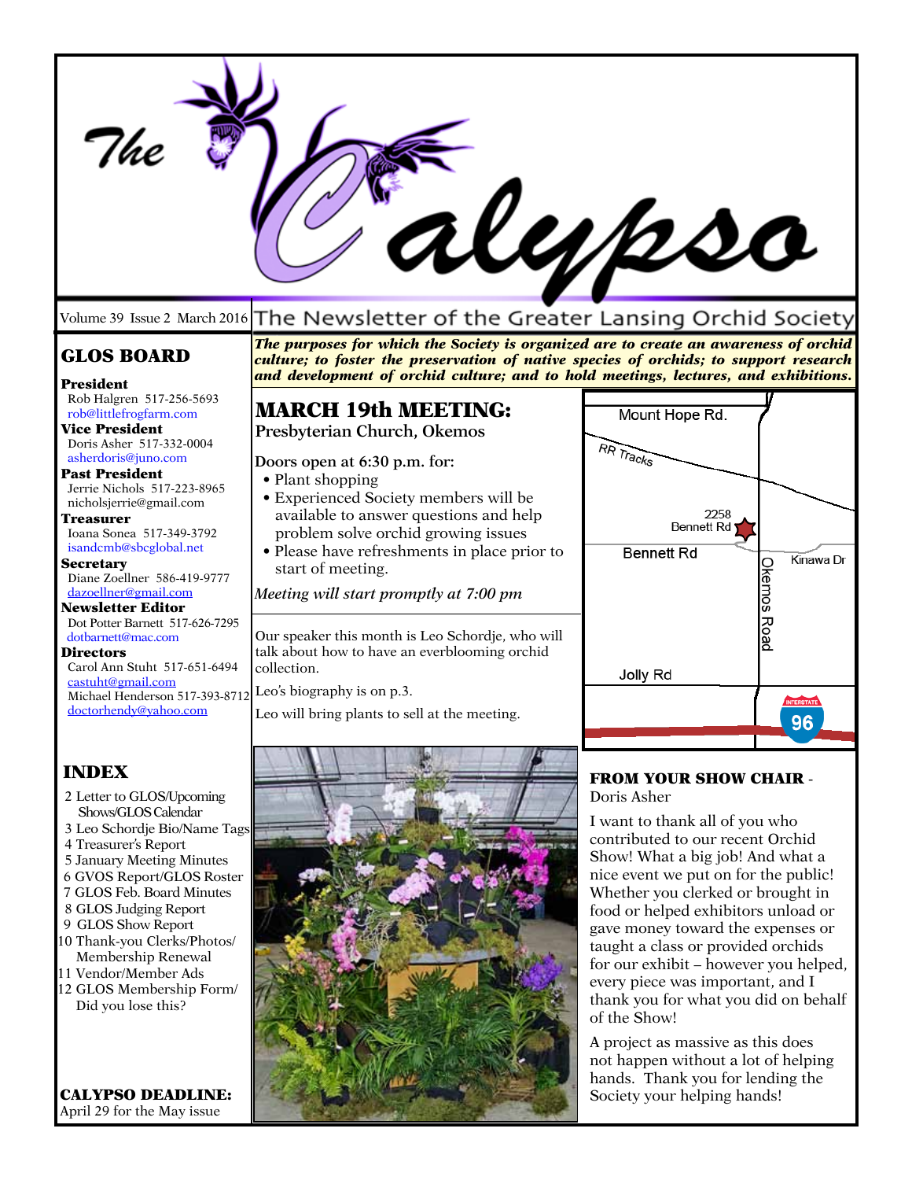# The Calypso

Volume 39 Issue 2 March 2016 The Newsletter of the Greater Lansing Orchid Society

***The purposes for which the Society is organized are to create an awareness of orchid culture; to foster the preservation of native species of orchids; to support research and development of orchid culture; and to hold meetings, lectures, and exhibitions.***

## GLOS BOARD

**President**
Rob Halgren 517-256-5693
rob@littlefrogfarm.com

**Vice President**
Doris Asher 517-332-0004
asherdoris@juno.com

**Past President**
Jerrie Nichols 517-223-8965
nicholsjerrie@gmail.com

**Treasurer**
Ioana Sonea 517-349-3792
isandcmb@sbcglobal.net

**Secretary**
Diane Zoellner 586-419-9777
dazoellner@gmail.com

**Newsletter Editor**
Dot Potter Barnett 517-626-7295
dotbarnett@mac.com

**Directors**
Carol Ann Stuht 517-651-6494
castuht@gmail.com
Michael Henderson 517-393-8712
doctorhendy@yahoo.com

## INDEX

2 Letter to GLOS/Upcoming Shows/GLOS Calendar
3 Leo Schordje Bio/Name Tags
4 Treasurer's Report
5 January Meeting Minutes
6 GVOS Report/GLOS Roster
7 GLOS Feb. Board Minutes
8 GLOS Judging Report
9 GLOS Show Report
10 Thank-you Clerks/Photos/ Membership Renewal
11 Vendor/Member Ads
12 GLOS Membership Form/ Did you lose this?

**CALYPSO DEADLINE:**
April 29 for the May issue

## MARCH 19th MEETING:

**Presbyterian Church, Okemos**

**Doors open at 6:30 p.m. for:**

- Plant shopping
- Experienced Society members will be available to answer questions and help problem solve orchid growing issues
- Please have refreshments in place prior to start of meeting.

*Meeting will start promptly at 7:00 pm*

Our speaker this month is Leo Schordje, who will talk about how to have an everblooming orchid collection.

Leo's biography is on p.3.

Leo will bring plants to sell at the meeting.

Mount Hope Rd. | RR Tracks | 2258 Bennett Rd | Bennett Rd | Kinawa Dr | Okemos Road | Jolly Rd | Interstate 96

## FROM YOUR SHOW CHAIR - Doris Asher

I want to thank all of you who contributed to our recent Orchid Show! What a big job! And what a nice event we put on for the public! Whether you clerked or brought in food or helped exhibitors unload or gave money toward the expenses or taught a class or provided orchids for our exhibit – however you helped, every piece was important, and I thank you for what you did on behalf of the Show!

A project as massive as this does not happen without a lot of helping hands. Thank you for lending the Society your helping hands!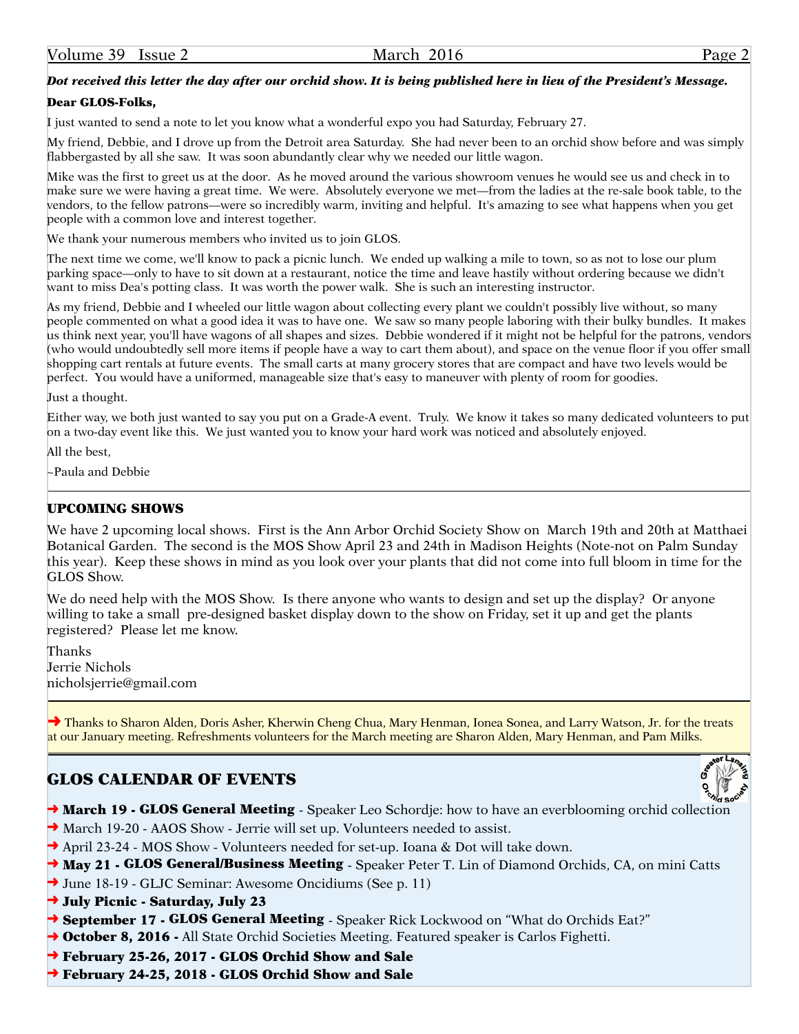***Dot received this letter the day after our orchid show. It is being published here in lieu of the President's Message.***

**Dear GLOS-Folks,**

I just wanted to send a note to let you know what a wonderful expo you had Saturday, February 27.

My friend, Debbie, and I drove up from the Detroit area Saturday. She had never been to an orchid show before and was simply flabbergasted by all she saw. It was soon abundantly clear why we needed our little wagon.

Mike was the first to greet us at the door. As he moved around the various showroom venues he would see us and check in to make sure we were having a great time. We were. Absolutely everyone we met—from the ladies at the re-sale book table, to the vendors, to the fellow patrons—were so incredibly warm, inviting and helpful. It's amazing to see what happens when you get people with a common love and interest together.

We thank your numerous members who invited us to join GLOS.

The next time we come, we'll know to pack a picnic lunch. We ended up walking a mile to town, so as not to lose our plum parking space—only to have to sit down at a restaurant, notice the time and leave hastily without ordering because we didn't want to miss Dea's potting class. It was worth the power walk. She is such an interesting instructor.

As my friend, Debbie and I wheeled our little wagon about collecting every plant we couldn't possibly live without, so many people commented on what a good idea it was to have one. We saw so many people laboring with their bulky bundles. It makes us think next year, you'll have wagons of all shapes and sizes. Debbie wondered if it might not be helpful for the patrons, vendors (who would undoubtedly sell more items if people have a way to cart them about), and space on the venue floor if you offer small shopping cart rentals at future events. The small carts at many grocery stores that are compact and have two levels would be perfect. You would have a uniformed, manageable size that's easy to maneuver with plenty of room for goodies.

Just a thought.

Either way, we both just wanted to say you put on a Grade-A event. Truly. We know it takes so many dedicated volunteers to put on a two-day event like this. We just wanted you to know your hard work was noticed and absolutely enjoyed.

All the best,

~Paula and Debbie

---

## UPCOMING SHOWS

We have 2 upcoming local shows. First is the Ann Arbor Orchid Society Show on March 19th and 20th at Matthaei Botanical Garden. The second is the MOS Show April 23 and 24th in Madison Heights (Note-not on Palm Sunday this year). Keep these shows in mind as you look over your plants that did not come into full bloom in time for the GLOS Show.

We do need help with the MOS Show. Is there anyone who wants to design and set up the display? Or anyone willing to take a small pre-designed basket display down to the show on Friday, set it up and get the plants registered? Please let me know.

Thanks
Jerrie Nichols
nicholsjerrie@gmail.com

---

➜ Thanks to Sharon Alden, Doris Asher, Kherwin Cheng Chua, Mary Henman, Ionea Sonea, and Larry Watson, Jr. for the treats at our January meeting. Refreshments volunteers for the March meeting are Sharon Alden, Mary Henman, and Pam Milks.

---

## GLOS CALENDAR OF EVENTS

- ➜ **March 19 - GLOS General Meeting** - Speaker Leo Schordje: how to have an everblooming orchid collection
- ➜ March 19-20 - AAOS Show - Jerrie will set up. Volunteers needed to assist.
- ➜ April 23-24 - MOS Show - Volunteers needed for set-up. Ioana & Dot will take down.
- ➜ **May 21 - GLOS General/Business Meeting** - Speaker Peter T. Lin of Diamond Orchids, CA, on mini Catts
- ➜ June 18-19 - GLJC Seminar: Awesome Oncidiums (See p. 11)
- ➜ **July Picnic - Saturday, July 23**
- ➜ **September 17 - GLOS General Meeting** - Speaker Rick Lockwood on "What do Orchids Eat?"
- ➜ **October 8, 2016 -** All State Orchid Societies Meeting. Featured speaker is Carlos Fighetti.
- ➜ **February 25-26, 2017 - GLOS Orchid Show and Sale**
- ➜ **February 24-25, 2018 - GLOS Orchid Show and Sale**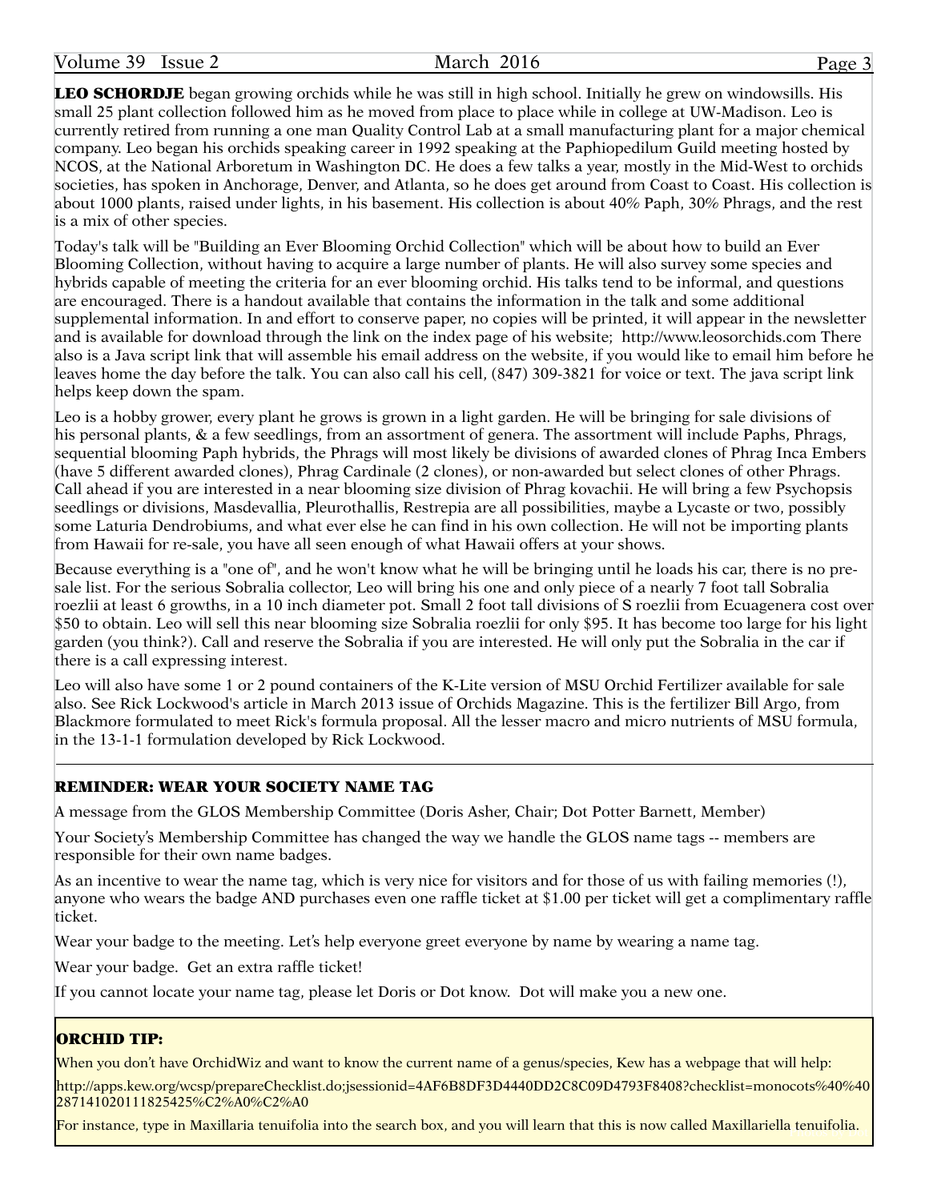**LEO SCHORDJE** began growing orchids while he was still in high school. Initially he grew on windowsills. His small 25 plant collection followed him as he moved from place to place while in college at UW-Madison. Leo is currently retired from running a one man Quality Control Lab at a small manufacturing plant for a major chemical company. Leo began his orchids speaking career in 1992 speaking at the Paphiopedilum Guild meeting hosted by NCOS, at the National Arboretum in Washington DC. He does a few talks a year, mostly in the Mid-West to orchids societies, has spoken in Anchorage, Denver, and Atlanta, so he does get around from Coast to Coast. His collection is about 1000 plants, raised under lights, in his basement. His collection is about 40% Paph, 30% Phrags, and the rest is a mix of other species.

Today's talk will be "Building an Ever Blooming Orchid Collection" which will be about how to build an Ever Blooming Collection, without having to acquire a large number of plants. He will also survey some species and hybrids capable of meeting the criteria for an ever blooming orchid. His talks tend to be informal, and questions are encouraged. There is a handout available that contains the information in the talk and some additional supplemental information. In and effort to conserve paper, no copies will be printed, it will appear in the newsletter and is available for download through the link on the index page of his website; http://www.leosorchids.com There also is a Java script link that will assemble his email address on the website, if you would like to email him before he leaves home the day before the talk. You can also call his cell, (847) 309-3821 for voice or text. The java script link helps keep down the spam.

Leo is a hobby grower, every plant he grows is grown in a light garden. He will be bringing for sale divisions of his personal plants, & a few seedlings, from an assortment of genera. The assortment will include Paphs, Phrags, sequential blooming Paph hybrids, the Phrags will most likely be divisions of awarded clones of Phrag Inca Embers (have 5 different awarded clones), Phrag Cardinale (2 clones), or non-awarded but select clones of other Phrags. Call ahead if you are interested in a near blooming size division of Phrag kovachii. He will bring a few Psychopsis seedlings or divisions, Masdevallia, Pleurothallis, Restrepia are all possibilities, maybe a Lycaste or two, possibly some Laturia Dendrobiums, and what ever else he can find in his own collection. He will not be importing plants from Hawaii for re-sale, you have all seen enough of what Hawaii offers at your shows.

Because everything is a "one of", and he won't know what he will be bringing until he loads his car, there is no pre-sale list. For the serious Sobralia collector, Leo will bring his one and only piece of a nearly 7 foot tall Sobralia roezlii at least 6 growths, in a 10 inch diameter pot. Small 2 foot tall divisions of S roezlii from Ecuagenera cost over $50 to obtain. Leo will sell this near blooming size Sobralia roezlii for only $95. It has become too large for his light garden (you think?). Call and reserve the Sobralia if you are interested. He will only put the Sobralia in the car if there is a call expressing interest.

Leo will also have some 1 or 2 pound containers of the K-Lite version of MSU Orchid Fertilizer available for sale also. See Rick Lockwood's article in March 2013 issue of Orchids Magazine. This is the fertilizer Bill Argo, from Blackmore formulated to meet Rick's formula proposal. All the lesser macro and micro nutrients of MSU formula, in the 13-1-1 formulation developed by Rick Lockwood.

---

## REMINDER: WEAR YOUR SOCIETY NAME TAG

A message from the GLOS Membership Committee (Doris Asher, Chair; Dot Potter Barnett, Member)

Your Society's Membership Committee has changed the way we handle the GLOS name tags -- members are responsible for their own name badges.

As an incentive to wear the name tag, which is very nice for visitors and for those of us with failing memories (!), anyone who wears the badge AND purchases even one raffle ticket at $1.00 per ticket will get a complimentary raffle ticket.

Wear your badge to the meeting. Let's help everyone greet everyone by name by wearing a name tag.

Wear your badge. Get an extra raffle ticket!

If you cannot locate your name tag, please let Doris or Dot know. Dot will make you a new one.

## ORCHID TIP:

When you don't have OrchidWiz and want to know the current name of a genus/species, Kew has a webpage that will help:

http://apps.kew.org/wcsp/prepareChecklist.do;jsessionid=4AF6B8DF3D4440DD2C8C09D4793F8408?checklist=monocots%40%40287141020111825425%C2%A0%C2%A0

For instance, type in Maxillaria tenuifolia into the search box, and you will learn that this is now called Maxillariella tenuifolia.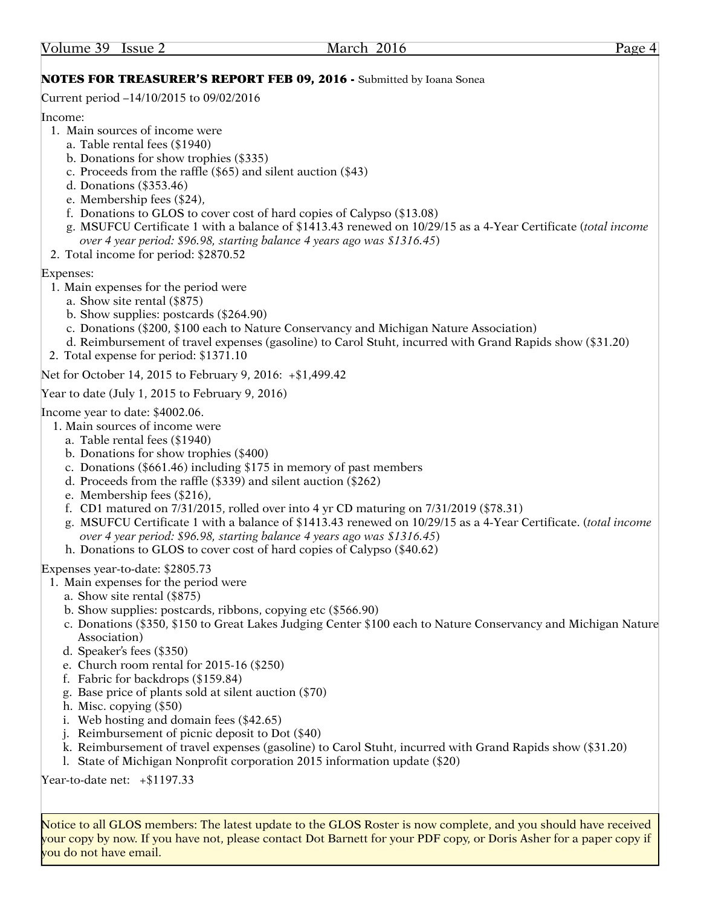## NOTES FOR TREASURER'S REPORT FEB 09, 2016 - Submitted by Ioana Sonea

Current period –14/10/2015 to 09/02/2016

Income:

1. Main sources of income were
   a. Table rental fees ($1940)
   b. Donations for show trophies ($335)
   c. Proceeds from the raffle ($65) and silent auction ($43)
   d. Donations ($353.46)
   e. Membership fees ($24),
   f. Donations to GLOS to cover cost of hard copies of Calypso ($13.08)
   g. MSUFCU Certificate 1 with a balance of $1413.43 renewed on 10/29/15 as a 4-Year Certificate (*total income over 4 year period: $96.98, starting balance 4 years ago was $1316.45*)
2. Total income for period: $2870.52

Expenses:

1. Main expenses for the period were
   a. Show site rental ($875)
   b. Show supplies: postcards ($264.90)
   c. Donations ($200, $100 each to Nature Conservancy and Michigan Nature Association)
   d. Reimbursement of travel expenses (gasoline) to Carol Stuht, incurred with Grand Rapids show ($31.20)
2. Total expense for period: $1371.10

Net for October 14, 2015 to February 9, 2016: +$1,499.42

Year to date (July 1, 2015 to February 9, 2016)

Income year to date: $4002.06.

1. Main sources of income were
   a. Table rental fees ($1940)
   b. Donations for show trophies ($400)
   c. Donations ($661.46) including $175 in memory of past members
   d. Proceeds from the raffle ($339) and silent auction ($262)
   e. Membership fees ($216),
   f. CD1 matured on 7/31/2015, rolled over into 4 yr CD maturing on 7/31/2019 ($78.31)
   g. MSUFCU Certificate 1 with a balance of $1413.43 renewed on 10/29/15 as a 4-Year Certificate. (*total income over 4 year period: $96.98, starting balance 4 years ago was $1316.45*)
   h. Donations to GLOS to cover cost of hard copies of Calypso ($40.62)

Expenses year-to-date: $2805.73

1. Main expenses for the period were
   a. Show site rental ($875)
   b. Show supplies: postcards, ribbons, copying etc ($566.90)
   c. Donations ($350, $150 to Great Lakes Judging Center $100 each to Nature Conservancy and Michigan Nature Association)
   d. Speaker's fees ($350)
   e. Church room rental for 2015-16 ($250)
   f. Fabric for backdrops ($159.84)
   g. Base price of plants sold at silent auction ($70)
   h. Misc. copying ($50)
   i. Web hosting and domain fees ($42.65)
   j. Reimbursement of picnic deposit to Dot ($40)
   k. Reimbursement of travel expenses (gasoline) to Carol Stuht, incurred with Grand Rapids show ($31.20)
   l. State of Michigan Nonprofit corporation 2015 information update ($20)

Year-to-date net: +$1197.33

Notice to all GLOS members: The latest update to the GLOS Roster is now complete, and you should have received your copy by now. If you have not, please contact Dot Barnett for your PDF copy, or Doris Asher for a paper copy if you do not have email.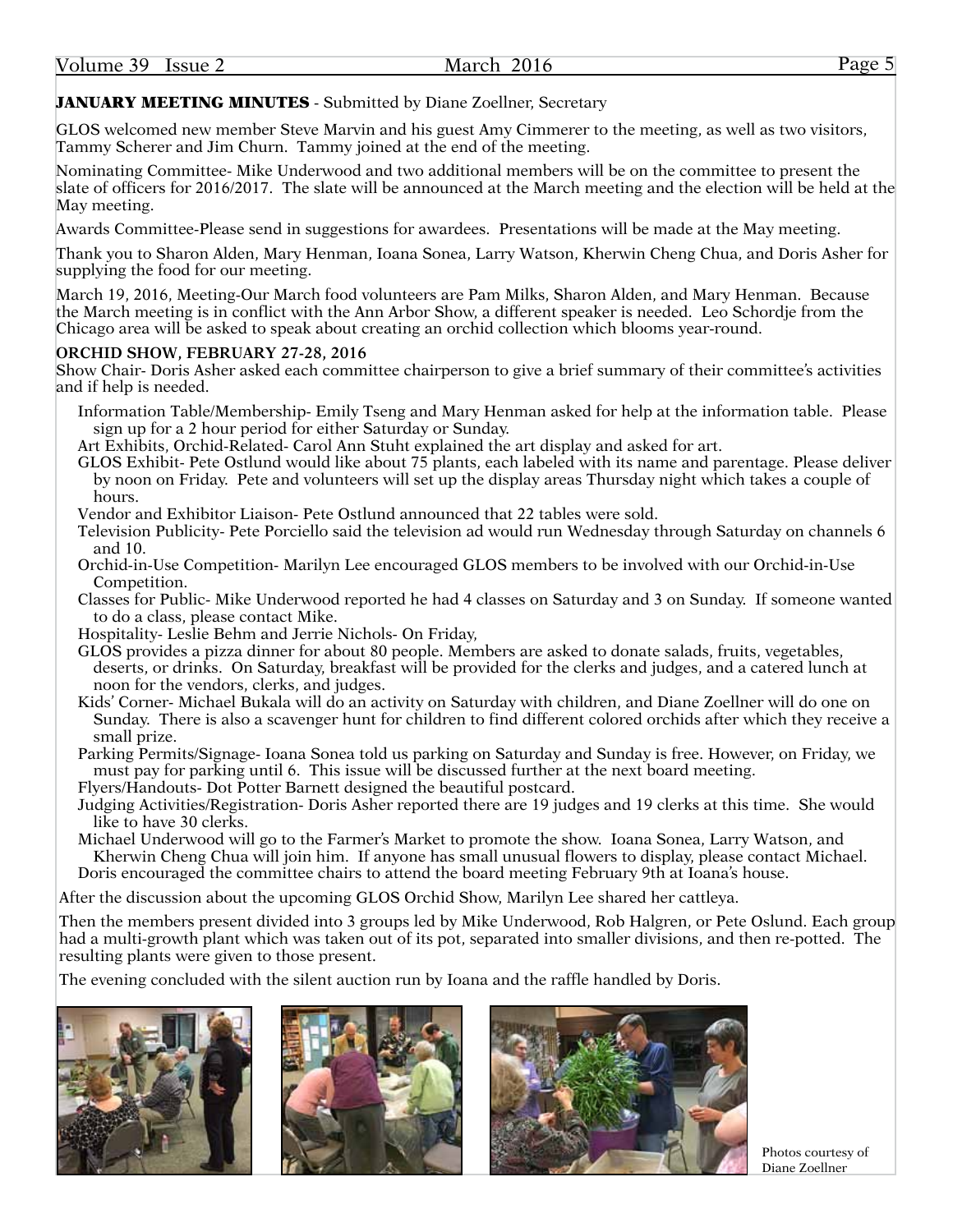**JANUARY MEETING MINUTES** - Submitted by Diane Zoellner, Secretary

GLOS welcomed new member Steve Marvin and his guest Amy Cimmerer to the meeting, as well as two visitors, Tammy Scherer and Jim Churn. Tammy joined at the end of the meeting.

Nominating Committee- Mike Underwood and two additional members will be on the committee to present the slate of officers for 2016/2017. The slate will be announced at the March meeting and the election will be held at the May meeting.

Awards Committee-Please send in suggestions for awardees. Presentations will be made at the May meeting.

Thank you to Sharon Alden, Mary Henman, Ioana Sonea, Larry Watson, Kherwin Cheng Chua, and Doris Asher for supplying the food for our meeting.

March 19, 2016, Meeting-Our March food volunteers are Pam Milks, Sharon Alden, and Mary Henman. Because the March meeting is in conflict with the Ann Arbor Show, a different speaker is needed. Leo Schordje from the Chicago area will be asked to speak about creating an orchid collection which blooms year-round.

**ORCHID SHOW, FEBRUARY 27-28, 2016**

Show Chair- Doris Asher asked each committee chairperson to give a brief summary of their committee's activities and if help is needed.

- Information Table/Membership- Emily Tseng and Mary Henman asked for help at the information table. Please sign up for a 2 hour period for either Saturday or Sunday.
- Art Exhibits, Orchid-Related- Carol Ann Stuht explained the art display and asked for art.
- GLOS Exhibit- Pete Ostlund would like about 75 plants, each labeled with its name and parentage. Please deliver by noon on Friday. Pete and volunteers will set up the display areas Thursday night which takes a couple of hours.
- Vendor and Exhibitor Liaison- Pete Ostlund announced that 22 tables were sold.
- Television Publicity- Pete Porciello said the television ad would run Wednesday through Saturday on channels 6 and 10.
- Orchid-in-Use Competition- Marilyn Lee encouraged GLOS members to be involved with our Orchid-in-Use Competition.
- Classes for Public- Mike Underwood reported he had 4 classes on Saturday and 3 on Sunday. If someone wanted to do a class, please contact Mike.
- Hospitality- Leslie Behm and Jerrie Nichols- On Friday,
- GLOS provides a pizza dinner for about 80 people. Members are asked to donate salads, fruits, vegetables, deserts, or drinks. On Saturday, breakfast will be provided for the clerks and judges, and a catered lunch at noon for the vendors, clerks, and judges.
- Kids' Corner- Michael Bukala will do an activity on Saturday with children, and Diane Zoellner will do one on Sunday. There is also a scavenger hunt for children to find different colored orchids after which they receive a small prize.
- Parking Permits/Signage- Ioana Sonea told us parking on Saturday and Sunday is free. However, on Friday, we must pay for parking until 6. This issue will be discussed further at the next board meeting.
- Flyers/Handouts- Dot Potter Barnett designed the beautiful postcard.
- Judging Activities/Registration- Doris Asher reported there are 19 judges and 19 clerks at this time. She would like to have 30 clerks.
- Michael Underwood will go to the Farmer's Market to promote the show. Ioana Sonea, Larry Watson, and Kherwin Cheng Chua will join him. If anyone has small unusual flowers to display, please contact Michael.
- Doris encouraged the committee chairs to attend the board meeting February 9th at Ioana's house.

After the discussion about the upcoming GLOS Orchid Show, Marilyn Lee shared her cattleya.

Then the members present divided into 3 groups led by Mike Underwood, Rob Halgren, or Pete Oslund. Each group had a multi-growth plant which was taken out of its pot, separated into smaller divisions, and then re-potted. The resulting plants were given to those present.

The evening concluded with the silent auction run by Ioana and the raffle handled by Doris.

Photos courtesy of Diane Zoellner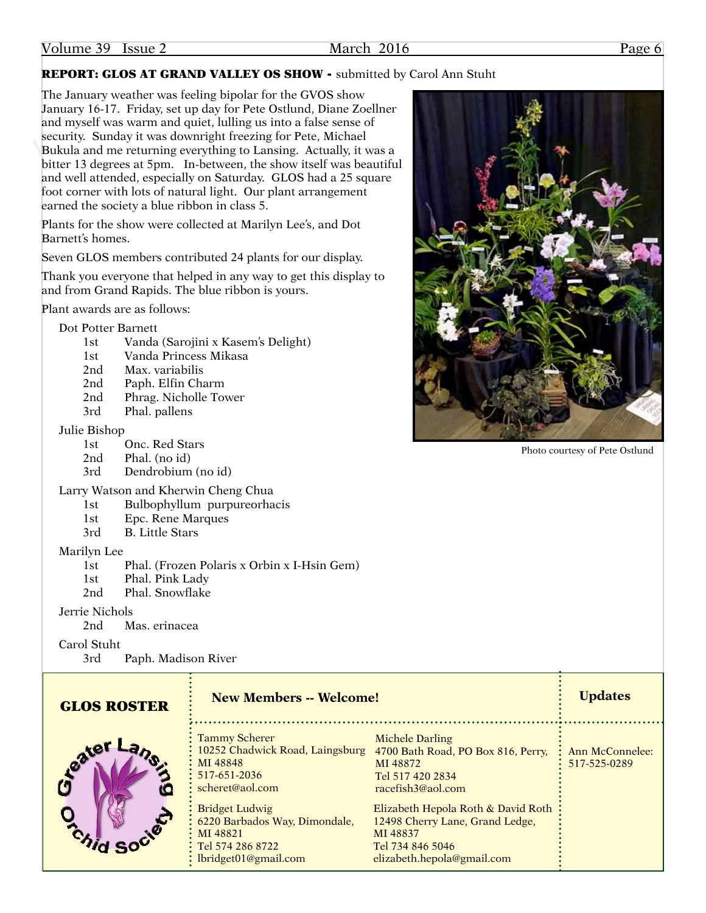## REPORT: GLOS AT GRAND VALLEY OS SHOW - submitted by Carol Ann Stuht

The January weather was feeling bipolar for the GVOS show January 16-17. Friday, set up day for Pete Ostlund, Diane Zoellner and myself was warm and quiet, lulling us into a false sense of security. Sunday it was downright freezing for Pete, Michael Bukula and me returning everything to Lansing. Actually, it was a bitter 13 degrees at 5pm. In-between, the show itself was beautiful and well attended, especially on Saturday. GLOS had a 25 square foot corner with lots of natural light. Our plant arrangement earned the society a blue ribbon in class 5.

Plants for the show were collected at Marilyn Lee's, and Dot Barnett's homes.

Seven GLOS members contributed 24 plants for our display.

Thank you everyone that helped in any way to get this display to and from Grand Rapids. The blue ribbon is yours.

Photo courtesy of Pete Ostlund

Plant awards are as follows:

Dot Potter Barnett
- 1st Vanda (Sarojini x Kasem's Delight)
- 1st Vanda Princess Mikasa
- 2nd Max. variabilis
- 2nd Paph. Elfin Charm
- 2nd Phrag. Nicholle Tower
- 3rd Phal. pallens

Julie Bishop
- 1st Onc. Red Stars
- 2nd Phal. (no id)
- 3rd Dendrobium (no id)

Larry Watson and Kherwin Cheng Chua
- 1st Bulbophyllum purpureorhacis
- 1st Epc. Rene Marques
- 3rd B. Little Stars

Marilyn Lee
- 1st Phal. (Frozen Polaris x Orbin x I-Hsin Gem)
- 1st Phal. Pink Lady
- 2nd Phal. Snowflake

Jerrie Nichols
- 2nd Mas. erinacea

Carol Stuht
- 3rd Paph. Madison River

## GLOS ROSTER

### New Members -- Welcome!

Tammy Scherer
10252 Chadwick Road, Laingsburg MI 48848
517-651-2036
scheret@aol.com

Michele Darling
4700 Bath Road, PO Box 816, Perry, MI 48872
Tel 517 420 2834
racefish3@aol.com

Bridget Ludwig
6220 Barbados Way, Dimondale, MI 48821
Tel 574 286 8722
lbridget01@gmail.com

Elizabeth Hepola Roth & David Roth
12498 Cherry Lane, Grand Ledge, MI 48837
Tel 734 846 5046
elizabeth.hepola@gmail.com

### Updates

Ann McConnelee: 517-525-0289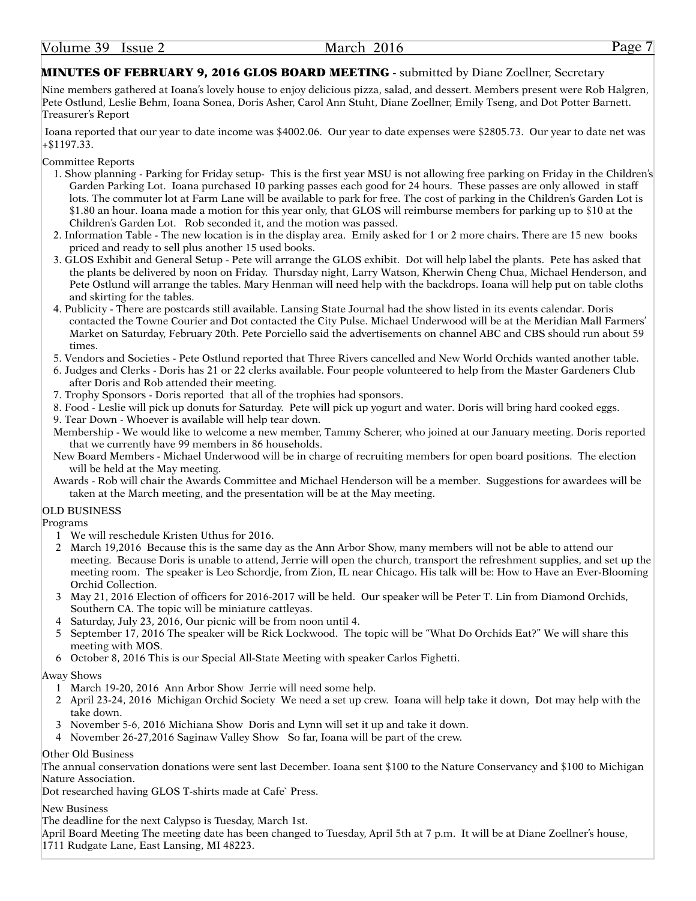## MINUTES OF FEBRUARY 9, 2016 GLOS BOARD MEETING - submitted by Diane Zoellner, Secretary

Nine members gathered at Ioana's lovely house to enjoy delicious pizza, salad, and dessert. Members present were Rob Halgren, Pete Ostlund, Leslie Behm, Ioana Sonea, Doris Asher, Carol Ann Stuht, Diane Zoellner, Emily Tseng, and Dot Potter Barnett.

Treasurer's Report

Ioana reported that our year to date income was $4002.06. Our year to date expenses were $2805.73. Our year to date net was +$1197.33.

Committee Reports

1. Show planning - Parking for Friday setup- This is the first year MSU is not allowing free parking on Friday in the Children's Garden Parking Lot. Ioana purchased 10 parking passes each good for 24 hours. These passes are only allowed in staff lots. The commuter lot at Farm Lane will be available to park for free. The cost of parking in the Children's Garden Lot is $1.80 an hour. Ioana made a motion for this year only, that GLOS will reimburse members for parking up to $10 at the Children's Garden Lot. Rob seconded it, and the motion was passed.
2. Information Table - The new location is in the display area. Emily asked for 1 or 2 more chairs. There are 15 new books priced and ready to sell plus another 15 used books.
3. GLOS Exhibit and General Setup - Pete will arrange the GLOS exhibit. Dot will help label the plants. Pete has asked that the plants be delivered by noon on Friday. Thursday night, Larry Watson, Kherwin Cheng Chua, Michael Henderson, and Pete Ostlund will arrange the tables. Mary Henman will need help with the backdrops. Ioana will help put on table cloths and skirting for the tables.
4. Publicity - There are postcards still available. Lansing State Journal had the show listed in its events calendar. Doris contacted the Towne Courier and Dot contacted the City Pulse. Michael Underwood will be at the Meridian Mall Farmers' Market on Saturday, February 20th. Pete Porciello said the advertisements on channel ABC and CBS should run about 59 times.
5. Vendors and Societies - Pete Ostlund reported that Three Rivers cancelled and New World Orchids wanted another table.
6. Judges and Clerks - Doris has 21 or 22 clerks available. Four people volunteered to help from the Master Gardeners Club after Doris and Rob attended their meeting.
7. Trophy Sponsors - Doris reported that all of the trophies had sponsors.
8. Food - Leslie will pick up donuts for Saturday. Pete will pick up yogurt and water. Doris will bring hard cooked eggs.
9. Tear Down - Whoever is available will help tear down.

Membership - We would like to welcome a new member, Tammy Scherer, who joined at our January meeting. Doris reported that we currently have 99 members in 86 households.

New Board Members - Michael Underwood will be in charge of recruiting members for open board positions. The election will be held at the May meeting.

Awards - Rob will chair the Awards Committee and Michael Henderson will be a member. Suggestions for awardees will be taken at the March meeting, and the presentation will be at the May meeting.

OLD BUSINESS

Programs

1. We will reschedule Kristen Uthus for 2016.
2. March 19,2016 Because this is the same day as the Ann Arbor Show, many members will not be able to attend our meeting. Because Doris is unable to attend, Jerrie will open the church, transport the refreshment supplies, and set up the meeting room. The speaker is Leo Schordje, from Zion, IL near Chicago. His talk will be: How to Have an Ever-Blooming Orchid Collection.
3. May 21, 2016 Election of officers for 2016-2017 will be held. Our speaker will be Peter T. Lin from Diamond Orchids, Southern CA. The topic will be miniature cattleyas.
4. Saturday, July 23, 2016, Our picnic will be from noon until 4.
5. September 17, 2016 The speaker will be Rick Lockwood. The topic will be "What Do Orchids Eat?" We will share this meeting with MOS.
6. October 8, 2016 This is our Special All-State Meeting with speaker Carlos Fighetti.

Away Shows

1. March 19-20, 2016 Ann Arbor Show Jerrie will need some help.
2. April 23-24, 2016 Michigan Orchid Society We need a set up crew. Ioana will help take it down, Dot may help with the take down.
3. November 5-6, 2016 Michiana Show Doris and Lynn will set it up and take it down.
4. November 26-27,2016 Saginaw Valley Show So far, Ioana will be part of the crew.

Other Old Business

The annual conservation donations were sent last December. Ioana sent $100 to the Nature Conservancy and $100 to Michigan Nature Association.

Dot researched having GLOS T-shirts made at Cafe` Press.

New Business

The deadline for the next Calypso is Tuesday, March 1st.

April Board Meeting The meeting date has been changed to Tuesday, April 5th at 7 p.m. It will be at Diane Zoellner's house, 1711 Rudgate Lane, East Lansing, MI 48223.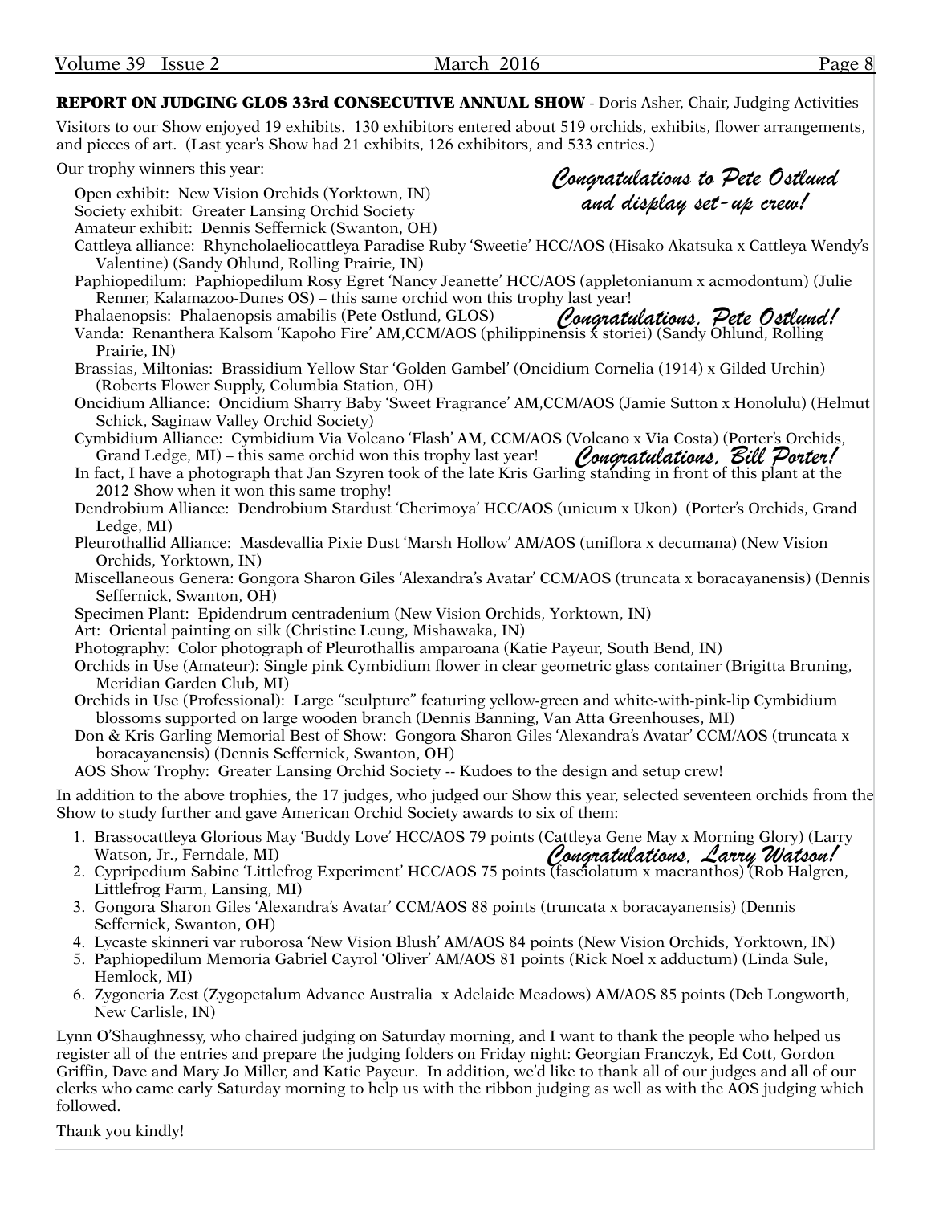## REPORT ON JUDGING GLOS 33rd CONSECUTIVE ANNUAL SHOW - Doris Asher, Chair, Judging Activities

Visitors to our Show enjoyed 19 exhibits. 130 exhibitors entered about 519 orchids, exhibits, flower arrangements, and pieces of art. (Last year's Show had 21 exhibits, 126 exhibitors, and 533 entries.)

Our trophy winners this year:

*Congratulations to Pete Ostlund and display set-up crew!*

- Open exhibit: New Vision Orchids (Yorktown, IN)
- Society exhibit: Greater Lansing Orchid Society
- Amateur exhibit: Dennis Seffernick (Swanton, OH)
- Cattleya alliance: Rhyncholaeliocattleya Paradise Ruby 'Sweetie' HCC/AOS (Hisako Akatsuka x Cattleya Wendy's Valentine) (Sandy Ohlund, Rolling Prairie, IN)
- Paphiopedilum: Paphiopedilum Rosy Egret 'Nancy Jeanette' HCC/AOS (appletonianum x acmodontum) (Julie Renner, Kalamazoo-Dunes OS) – this same orchid won this trophy last year!
- Phalaenopsis: Phalaenopsis amabilis (Pete Ostlund, GLOS) *Congratulations, Pete Ostlund!*
- Vanda: Renanthera Kalsom 'Kapoho Fire' AM,CCM/AOS (philippinensis x storiei) (Sandy Ohlund, Rolling Prairie, IN)
- Brassias, Miltonias: Brassidium Yellow Star 'Golden Gambel' (Oncidium Cornelia (1914) x Gilded Urchin) (Roberts Flower Supply, Columbia Station, OH)
- Oncidium Alliance: Oncidium Sharry Baby 'Sweet Fragrance' AM,CCM/AOS (Jamie Sutton x Honolulu) (Helmut Schick, Saginaw Valley Orchid Society)
- Cymbidium Alliance: Cymbidium Via Volcano 'Flash' AM, CCM/AOS (Volcano x Via Costa) (Porter's Orchids, Grand Ledge, MI) – this same orchid won this trophy last year! *Congratulations, Bill Porter!*
- In fact, I have a photograph that Jan Szyren took of the late Kris Garling standing in front of this plant at the 2012 Show when it won this same trophy!
- Dendrobium Alliance: Dendrobium Stardust 'Cherimoya' HCC/AOS (unicum x Ukon) (Porter's Orchids, Grand Ledge, MI)
- Pleurothallid Alliance: Masdevallia Pixie Dust 'Marsh Hollow' AM/AOS (uniflora x decumana) (New Vision Orchids, Yorktown, IN)
- Miscellaneous Genera: Gongora Sharon Giles 'Alexandra's Avatar' CCM/AOS (truncata x boracayanensis) (Dennis Seffernick, Swanton, OH)
- Specimen Plant: Epidendrum centradenium (New Vision Orchids, Yorktown, IN)
- Art: Oriental painting on silk (Christine Leung, Mishawaka, IN)
- Photography: Color photograph of Pleurothallis amparoana (Katie Payeur, South Bend, IN)
- Orchids in Use (Amateur): Single pink Cymbidium flower in clear geometric glass container (Brigitta Bruning, Meridian Garden Club, MI)
- Orchids in Use (Professional): Large "sculpture" featuring yellow-green and white-with-pink-lip Cymbidium blossoms supported on large wooden branch (Dennis Banning, Van Atta Greenhouses, MI)
- Don & Kris Garling Memorial Best of Show: Gongora Sharon Giles 'Alexandra's Avatar' CCM/AOS (truncata x boracayanensis) (Dennis Seffernick, Swanton, OH)
- AOS Show Trophy: Greater Lansing Orchid Society -- Kudoes to the design and setup crew!

In addition to the above trophies, the 17 judges, who judged our Show this year, selected seventeen orchids from the Show to study further and gave American Orchid Society awards to six of them:

1. Brassocattleya Glorious May 'Buddy Love' HCC/AOS 79 points (Cattleya Gene May x Morning Glory) (Larry Watson, Jr., Ferndale, MI) *Congratulations, Larry Watson!*
2. Cypripedium Sabine 'Littlefrog Experiment' HCC/AOS 75 points (fasciolatum x macranthos) (Rob Halgren, Littlefrog Farm, Lansing, MI)
3. Gongora Sharon Giles 'Alexandra's Avatar' CCM/AOS 88 points (truncata x boracayanensis) (Dennis Seffernick, Swanton, OH)
4. Lycaste skinneri var ruborosa 'New Vision Blush' AM/AOS 84 points (New Vision Orchids, Yorktown, IN)
5. Paphiopedilum Memoria Gabriel Cayrol 'Oliver' AM/AOS 81 points (Rick Noel x adductum) (Linda Sule, Hemlock, MI)
6. Zygoneria Zest (Zygopetalum Advance Australia x Adelaide Meadows) AM/AOS 85 points (Deb Longworth, New Carlisle, IN)

Lynn O'Shaughnessy, who chaired judging on Saturday morning, and I want to thank the people who helped us register all of the entries and prepare the judging folders on Friday night: Georgian Franczyk, Ed Cott, Gordon Griffin, Dave and Mary Jo Miller, and Katie Payeur. In addition, we'd like to thank all of our judges and all of our clerks who came early Saturday morning to help us with the ribbon judging as well as with the AOS judging which followed.

Thank you kindly!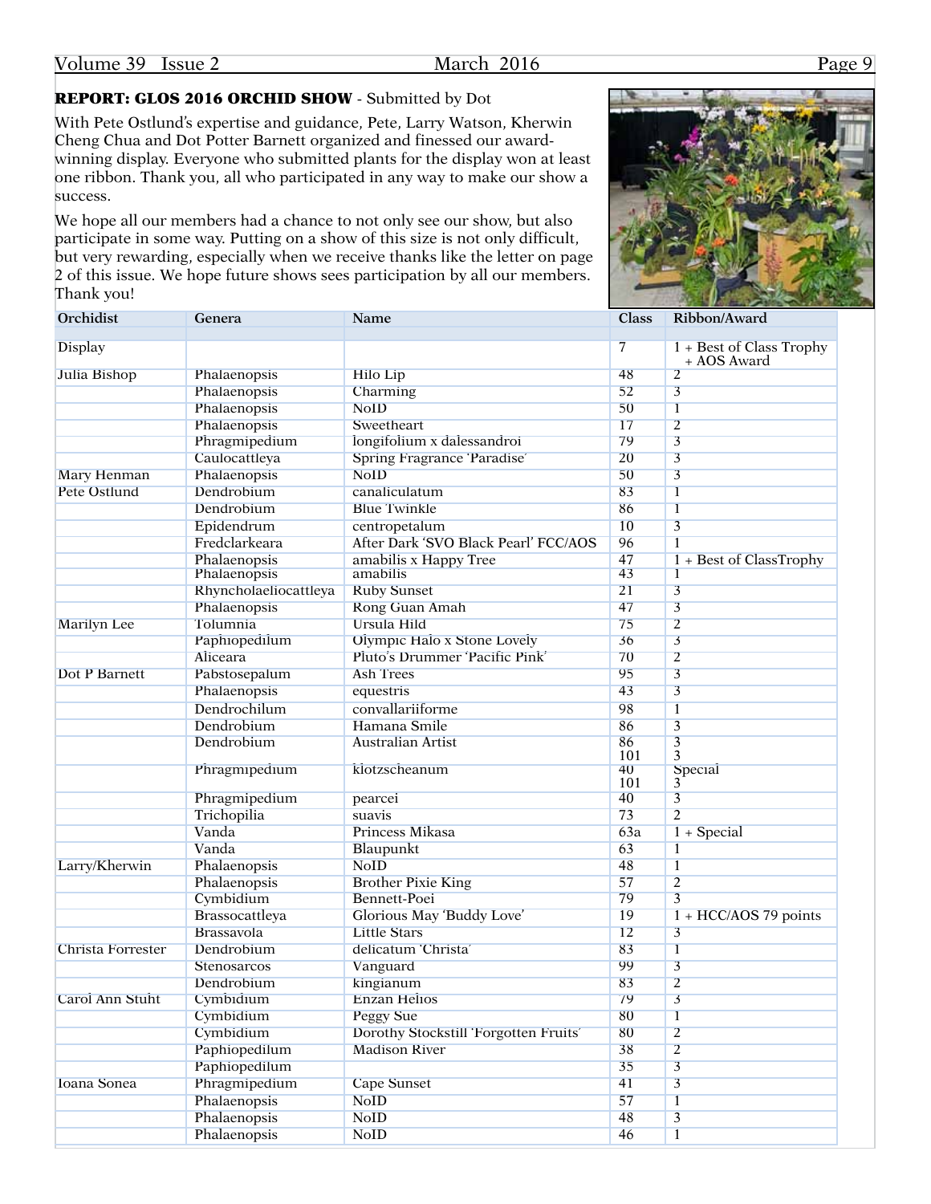**REPORT: GLOS 2016 ORCHID SHOW** - Submitted by Dot

With Pete Ostlund's expertise and guidance, Pete, Larry Watson, Kherwin Cheng Chua and Dot Potter Barnett organized and finessed our award-winning display. Everyone who submitted plants for the display won at least one ribbon. Thank you, all who participated in any way to make our show a success.

We hope all our members had a chance to not only see our show, but also participate in some way. Putting on a show of this size is not only difficult, but very rewarding, especially when we receive thanks like the letter on page 2 of this issue. We hope future shows sees participation by all our members. Thank you!

| Orchidist | Genera | Name | Class | Ribbon/Award |
|---|---|---|---|---|
| | | | | |
| Display | | | 7 | 1 + Best of Class Trophy + AOS Award |
| Julia Bishop | Phalaenopsis | Hilo Lip | 48 | 2 |
| | Phalaenopsis | Charming | 52 | 3 |
| | Phalaenopsis | NoID | 50 | 1 |
| | Phalaenopsis | Sweetheart | 17 | 2 |
| | Phragmipedium | longifolium x dalessandroi | 79 | 3 |
| | Caulocattleya | Spring Fragrance 'Paradise' | 20 | 3 |
| Mary Henman | Phalaenopsis | NoID | 50 | 3 |
| Pete Ostlund | Dendrobium | canaliculatum | 83 | 1 |
| | Dendrobium | Blue Twinkle | 86 | 1 |
| | Epidendrum | centropetalum | 10 | 3 |
| | Fredclarkeara | After Dark 'SVO Black Pearl' FCC/AOS | 96 | 1 |
| | Phalaenopsis | amabilis x Happy Tree | 47 | 1 + Best of ClassTrophy |
| | Phalaenopsis | amabilis | 43 | 1 |
| | Rhyncholaeliocattleya | Ruby Sunset | 21 | 3 |
| | Phalaenopsis | Rong Guan Amah | 47 | 3 |
| Marilyn Lee | Tolumnia | Ursula Hild | 75 | 2 |
| | Paphiopedilum | Olympic Halo x Stone Lovely | 36 | 3 |
| | Aliceara | Pluto's Drummer 'Pacific Pink' | 70 | 2 |
| Dot P Barnett | Pabstosepalum | Ash Trees | 95 | 3 |
| | Phalaenopsis | equestris | 43 | 3 |
| | Dendrochilum | convallariiforme | 98 | 1 |
| | Dendrobium | Hamana Smile | 86 | 3 |
| | Dendrobium | Australian Artist | 86<br>101 | 3<br>3 |
| | Phragmipedium | klotzscheanum | 40<br>101 | Special<br>3 |
| | Phragmipedium | pearcei | 40 | 3 |
| | Trichopilia | suavis | 73 | 2 |
| | Vanda | Princess Mikasa | 63a | 1 + Special |
| | Vanda | Blaupunkt | 63 | 1 |
| Larry/Kherwin | Phalaenopsis | NoID | 48 | 1 |
| | Phalaenopsis | Brother Pixie King | 57 | 2 |
| | Cymbidium | Bennett-Poei | 79 | 3 |
| | Brassocattleya | Glorious May 'Buddy Love' | 19 | 1 + HCC/AOS 79 points |
| | Brassavola | Little Stars | 12 | 3 |
| Christa Forrester | Dendrobium | delicatum 'Christa' | 83 | 1 |
| | Stenosarcos | Vanguard | 99 | 3 |
| | Dendrobium | kingianum | 83 | 2 |
| Carol Ann Stuht | Cymbidium | Enzan Helios | 79 | 3 |
| | Cymbidium | Peggy Sue | 80 | 1 |
| | Cymbidium | Dorothy Stockstill 'Forgotten Fruits' | 80 | 2 |
| | Paphiopedilum | Madison River | 38 | 2 |
| | Paphiopedilum | | 35 | 3 |
| Ioana Sonea | Phragmipedium | Cape Sunset | 41 | 3 |
| | Phalaenopsis | NoID | 57 | 1 |
| | Phalaenopsis | NoID | 48 | 3 |
| | Phalaenopsis | NoID | 46 | 1 |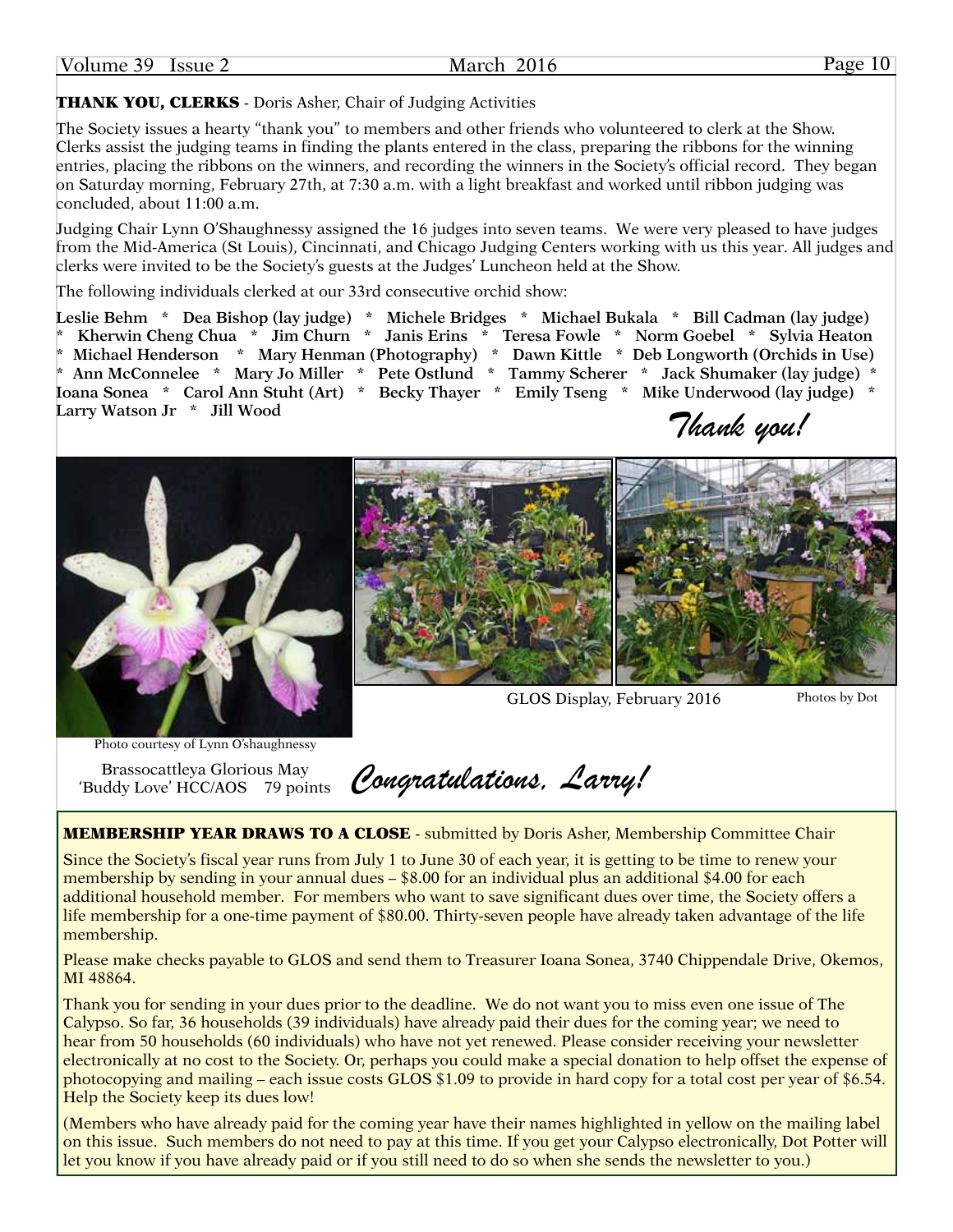**THANK YOU, CLERKS** - Doris Asher, Chair of Judging Activities

The Society issues a hearty "thank you" to members and other friends who volunteered to clerk at the Show. Clerks assist the judging teams in finding the plants entered in the class, preparing the ribbons for the winning entries, placing the ribbons on the winners, and recording the winners in the Society's official record. They began on Saturday morning, February 27th, at 7:30 a.m. with a light breakfast and worked until ribbon judging was concluded, about 11:00 a.m.

Judging Chair Lynn O'Shaughnessy assigned the 16 judges into seven teams. We were very pleased to have judges from the Mid-America (St Louis), Cincinnati, and Chicago Judging Centers working with us this year. All judges and clerks were invited to be the Society's guests at the Judges' Luncheon held at the Show.

The following individuals clerked at our 33rd consecutive orchid show:

**Leslie Behm * Dea Bishop (lay judge) * Michele Bridges * Michael Bukala * Bill Cadman (lay judge) * Kherwin Cheng Chua * Jim Churn * Janis Erins * Teresa Fowle * Norm Goebel * Sylvia Heaton * Michael Henderson * Mary Henman (Photography) * Dawn Kittle * Deb Longworth (Orchids in Use) * Ann McConnelee * Mary Jo Miller * Pete Ostlund * Tammy Scherer * Jack Shumaker (lay judge) * Ioana Sonea * Carol Ann Stuht (Art) * Becky Thayer * Emily Tseng * Mike Underwood (lay judge) * Larry Watson Jr * Jill Wood**

*Thank you!*

Photo courtesy of Lynn O'shaughnessy

Brassocattleya Glorious May 'Buddy Love' HCC/AOS 79 points

*Congratulations, Larry!*

GLOS Display, February 2016

Photos by Dot

**MEMBERSHIP YEAR DRAWS TO A CLOSE** - submitted by Doris Asher, Membership Committee Chair

Since the Society's fiscal year runs from July 1 to June 30 of each year, it is getting to be time to renew your membership by sending in your annual dues – $8.00 for an individual plus an additional $4.00 for each additional household member. For members who want to save significant dues over time, the Society offers a life membership for a one-time payment of $80.00. Thirty-seven people have already taken advantage of the life membership.

Please make checks payable to GLOS and send them to Treasurer Ioana Sonea, 3740 Chippendale Drive, Okemos, MI 48864.

Thank you for sending in your dues prior to the deadline. We do not want you to miss even one issue of The Calypso. So far, 36 households (39 individuals) have already paid their dues for the coming year; we need to hear from 50 households (60 individuals) who have not yet renewed. Please consider receiving your newsletter electronically at no cost to the Society. Or, perhaps you could make a special donation to help offset the expense of photocopying and mailing – each issue costs GLOS $1.09 to provide in hard copy for a total cost per year of $6.54. Help the Society keep its dues low!

(Members who have already paid for the coming year have their names highlighted in yellow on the mailing label on this issue. Such members do not need to pay at this time. If you get your Calypso electronically, Dot Potter will let you know if you have already paid or if you still need to do so when she sends the newsletter to you.)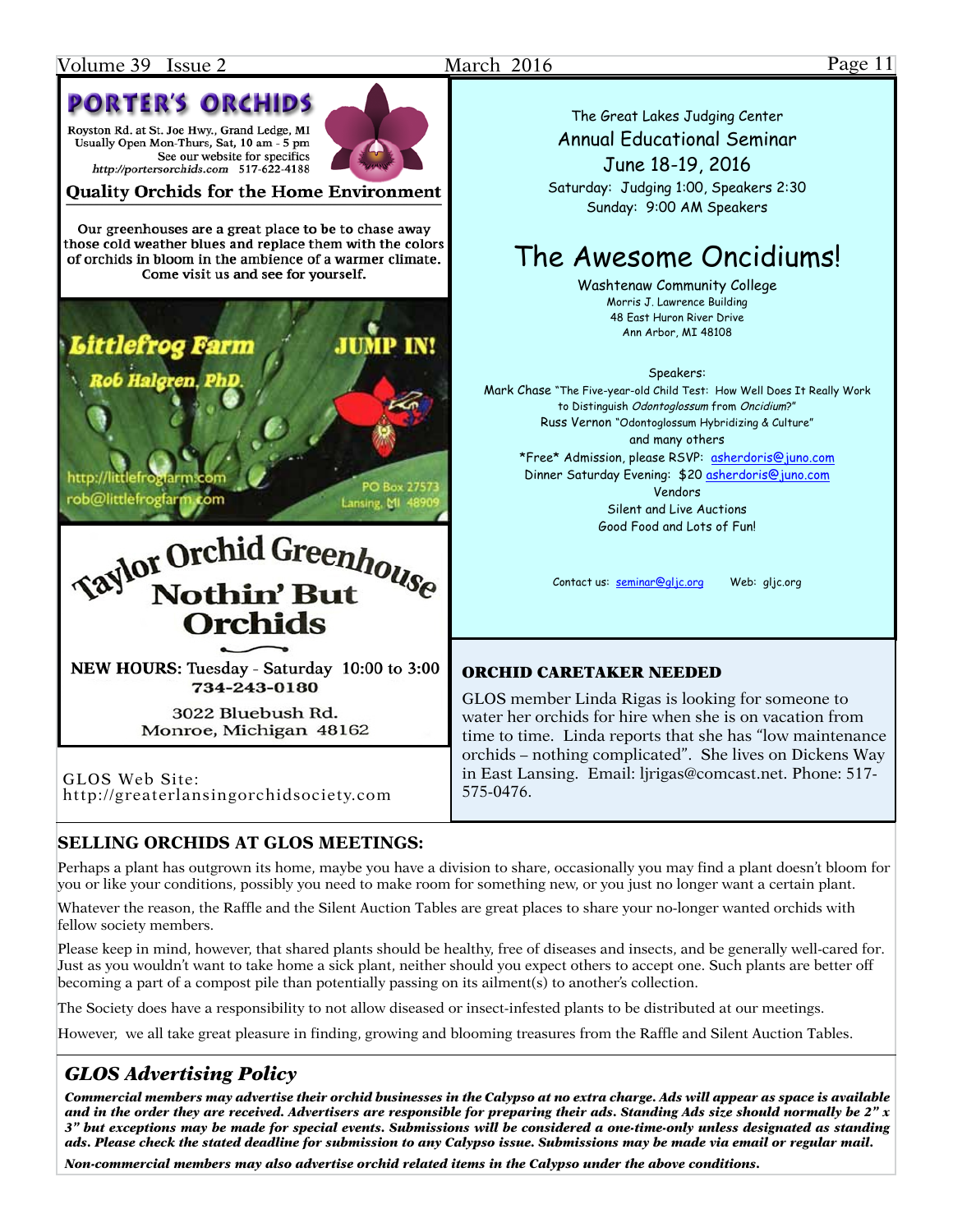## PORTER'S ORCHIDS

Royston Rd. at St. Joe Hwy., Grand Ledge, MI
Usually Open Mon-Thurs, Sat, 10 am - 5 pm
See our website for specifics
http://portersorchids.com 517-622-4188

**Quality Orchids for the Home Environment**

Our greenhouses are a great place to be to chase away those cold weather blues and replace them with the colors of orchids in bloom in the ambience of a warmer climate. Come visit us and see for yourself.

## Littlefrog Farm

**JUMP IN!**

Rob Halgren, PhD.

http://littlefrogfarm.com
rob@littlefrogfarm.com

PO Box 27573
Lansing, MI 48909

## Taylor Orchid Greenhouse

**Nothin' But Orchids**

**NEW HOURS:** Tuesday - Saturday 10:00 to 3:00
734-243-0180

3022 Bluebush Rd.
Monroe, Michigan 48162

GLOS Web Site:
http://greaterlansingorchidsociety.com

The Great Lakes Judging Center
Annual Educational Seminar
June 18-19, 2016
Saturday: Judging 1:00, Speakers 2:30
Sunday: 9:00 AM Speakers

## The Awesome Oncidiums!

Washtenaw Community College
Morris J. Lawrence Building
48 East Huron River Drive
Ann Arbor, MI 48108

Speakers:
Mark Chase "The Five-year-old Child Test: How Well Does It Really Work to Distinguish *Odontoglossum* from *Oncidium*?"
Russ Vernon "Odontoglossum Hybridizing & Culture"
and many others
\*Free\* Admission, please RSVP: asherdoris@juno.com
Dinner Saturday Evening: $20 asherdoris@juno.com
Vendors
Silent and Live Auctions
Good Food and Lots of Fun!

Contact us: seminar@gljc.org Web: gljc.org

### ORCHID CARETAKER NEEDED

GLOS member Linda Rigas is looking for someone to water her orchids for hire when she is on vacation from time to time. Linda reports that she has "low maintenance orchids – nothing complicated". She lives on Dickens Way in East Lansing. Email: ljrigas@comcast.net. Phone: 517-575-0476.

### SELLING ORCHIDS AT GLOS MEETINGS:

Perhaps a plant has outgrown its home, maybe you have a division to share, occasionally you may find a plant doesn't bloom for you or like your conditions, possibly you need to make room for something new, or you just no longer want a certain plant.

Whatever the reason, the Raffle and the Silent Auction Tables are great places to share your no-longer wanted orchids with fellow society members.

Please keep in mind, however, that shared plants should be healthy, free of diseases and insects, and be generally well-cared for. Just as you wouldn't want to take home a sick plant, neither should you expect others to accept one. Such plants are better off becoming a part of a compost pile than potentially passing on its ailment(s) to another's collection.

The Society does have a responsibility to not allow diseased or insect-infested plants to be distributed at our meetings.

However, we all take great pleasure in finding, growing and blooming treasures from the Raffle and Silent Auction Tables.

### *GLOS Advertising Policy*

***Commercial members may advertise their orchid businesses in the Calypso at no extra charge. Ads will appear as space is available and in the order they are received. Advertisers are responsible for preparing their ads. Standing Ads size should normally be 2" x 3" but exceptions may be made for special events. Submissions will be considered a one-time-only unless designated as standing ads. Please check the stated deadline for submission to any Calypso issue. Submissions may be made via email or regular mail.***

***Non-commercial members may also advertise orchid related items in the Calypso under the above conditions.***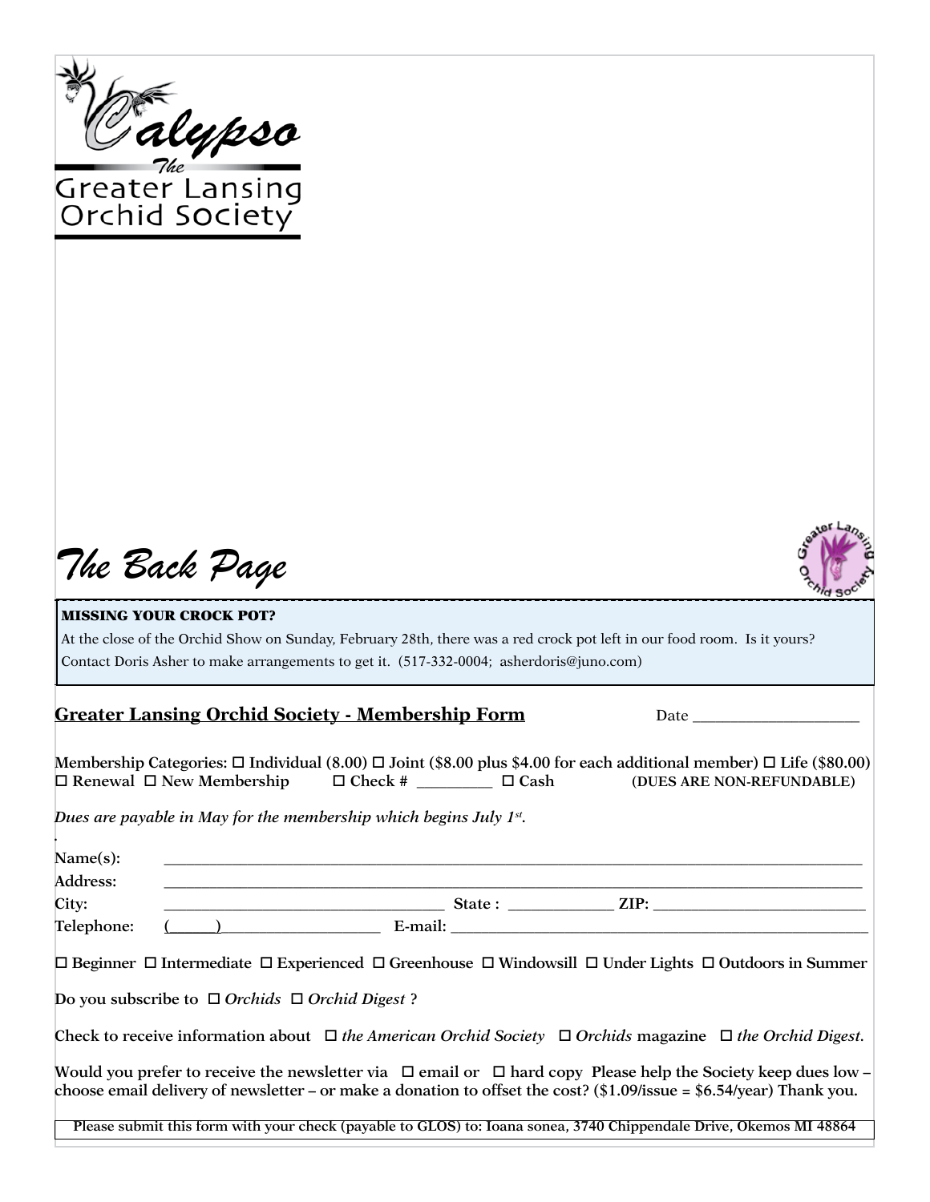Calypso

The Greater Lansing Orchid Society

# *The Back Page*

**MISSING YOUR CROCK POT?**

At the close of the Orchid Show on Sunday, February 28th, there was a red crock pot left in our food room. Is it yours? Contact Doris Asher to make arrangements to get it. (517-332-0004; asherdoris@juno.com)

## Greater Lansing Orchid Society - Membership Form

Date ______________________

**Membership Categories: ☐ Individual (8.00) ☐ Joint ($8.00 plus $4.00 for each additional member) ☐ Life ($80.00)**
**☐ Renewal ☐ New Membership ☐ Check # _________ ☐ Cash (DUES ARE NON-REFUNDABLE)**

***Dues are payable in May for the membership which begins July 1st.***

**Name(s):** ________________________________________________________________

**Address:** ________________________________________________________________

**City:** _________________________________ **State :** ____________ **ZIP:** __________________________

**Telephone:** (______)____________________ **E-mail:** ______________________________________________

**☐ Beginner ☐ Intermediate ☐ Experienced ☐ Greenhouse ☐ Windowsill ☐ Under Lights ☐ Outdoors in Summer**

**Do you subscribe to ☐ *Orchids* ☐ *Orchid Digest* ?**

**Check to receive information about ☐ *the American Orchid Society* ☐ *Orchids* magazine ☐ *the Orchid Digest*.**

**Would you prefer to receive the newsletter via ☐ email or ☐ hard copy Please help the Society keep dues low – choose email delivery of newsletter – or make a donation to offset the cost? ($1.09/issue = $6.54/year) Thank you.**

**Please submit this form with your check (payable to GLOS) to: Ioana sonea, 3740 Chippendale Drive, Okemos MI 48864**